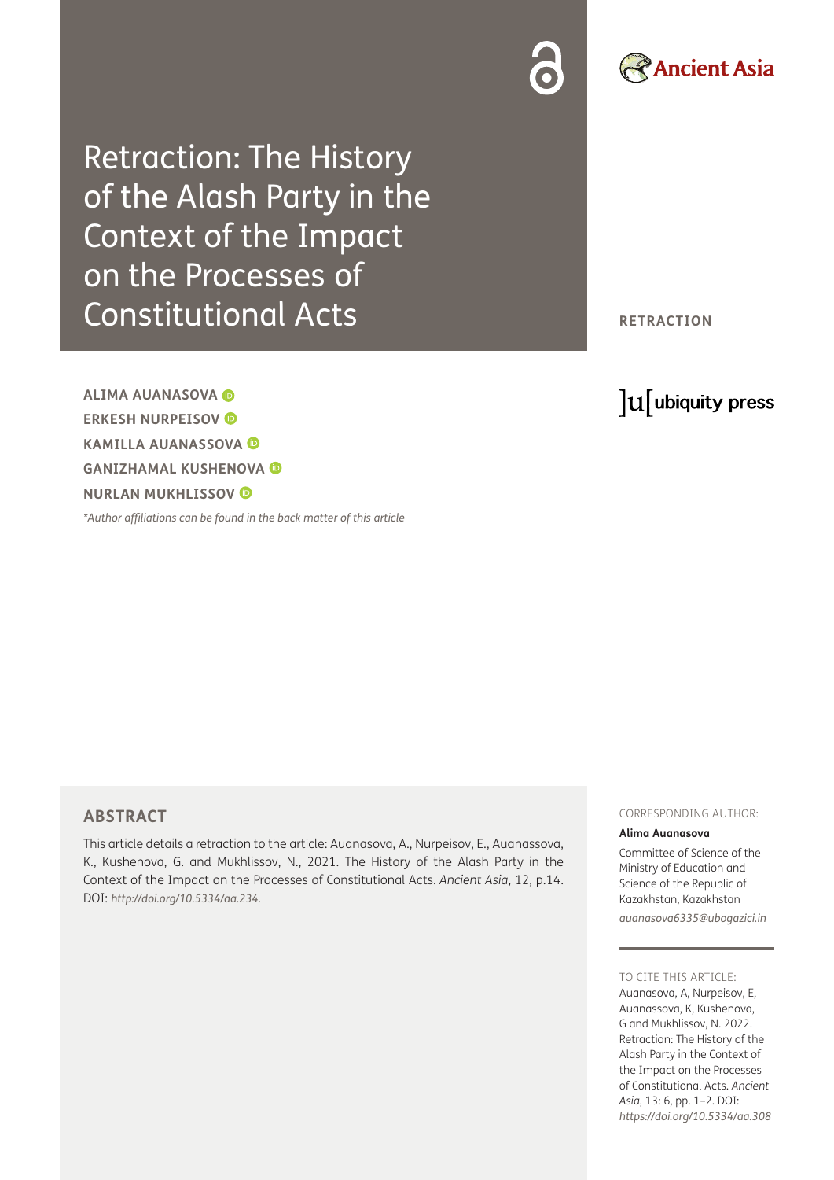# Retraction: The History of the Alash Party in the Context of the Impact on the Processes of Constitutional Acts

RETRACTION

**ALIMA AUANASOVA**
**ERKESH NURPEISOV**
**KAMILLA AUANASSOVA**
**GANIZHAMAL KUSHENOVA**
**NURLAN MUKHLISSOV**

*\*Author affiliations can be found in the back matter of this article*

## ABSTRACT

This article details a retraction to the article: Auanasova, A., Nurpeisov, E., Auanassova, K., Kushenova, G. and Mukhlissov, N., 2021. The History of the Alash Party in the Context of the Impact on the Processes of Constitutional Acts. *Ancient Asia*, 12, p.14. DOI: *http://doi.org/10.5334/aa.234*.

CORRESPONDING AUTHOR:

**Alima Auanasova**

Committee of Science of the Ministry of Education and Science of the Republic of Kazakhstan, Kazakhstan

*auanasova6335@ubogazici.in*

TO CITE THIS ARTICLE:

Auanasova, A, Nurpeisov, E, Auanassova, K, Kushenova, G and Mukhlissov, N. 2022. Retraction: The History of the Alash Party in the Context of the Impact on the Processes of Constitutional Acts. *Ancient Asia*, 13: 6, pp. 1–2. DOI: *https://doi.org/10.5334/aa.308*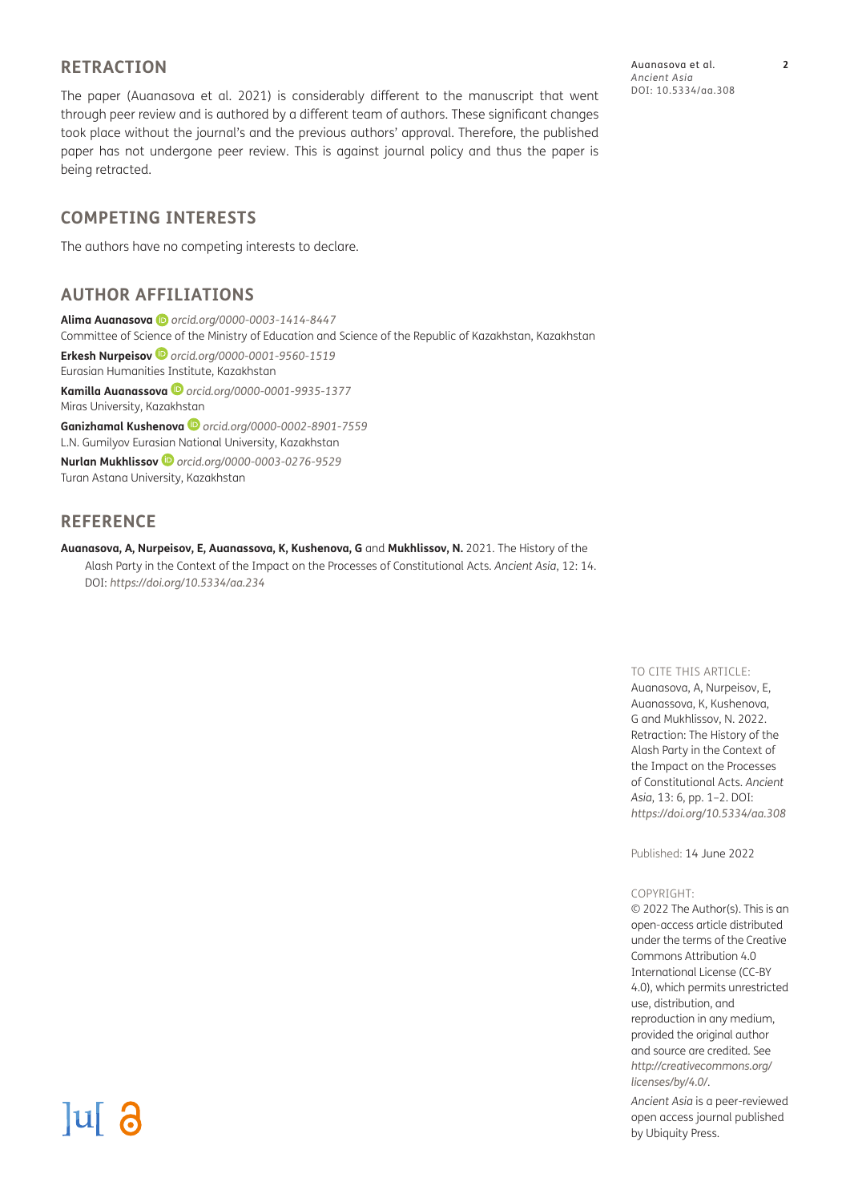## RETRACTION

The paper (Auanasova et al. 2021) is considerably different to the manuscript that went through peer review and is authored by a different team of authors. These significant changes took place without the journal's and the previous authors' approval. Therefore, the published paper has not undergone peer review. This is against journal policy and thus the paper is being retracted.

## COMPETING INTERESTS

The authors have no competing interests to declare.

## AUTHOR AFFILIATIONS

**Alima Auanasova** *orcid.org/0000-0003-1414-8447*
Committee of Science of the Ministry of Education and Science of the Republic of Kazakhstan, Kazakhstan

**Erkesh Nurpeisov** *orcid.org/0000-0001-9560-1519*
Eurasian Humanities Institute, Kazakhstan

**Kamilla Auanassova** *orcid.org/0000-0001-9935-1377*
Miras University, Kazakhstan

**Ganizhamal Kushenova** *orcid.org/0000-0002-8901-7559*
L.N. Gumilyov Eurasian National University, Kazakhstan

**Nurlan Mukhlissov** *orcid.org/0000-0003-0276-9529*
Turan Astana University, Kazakhstan

## REFERENCE

**Auanasova, A, Nurpeisov, E, Auanassova, K, Kushenova, G** and **Mukhlissov, N.** 2021. The History of the Alash Party in the Context of the Impact on the Processes of Constitutional Acts. *Ancient Asia*, 12: 14. DOI: *https://doi.org/10.5334/aa.234*

TO CITE THIS ARTICLE:
Auanasova, A, Nurpeisov, E, Auanassova, K, Kushenova, G and Mukhlissov, N. 2022. Retraction: The History of the Alash Party in the Context of the Impact on the Processes of Constitutional Acts. *Ancient Asia*, 13: 6, pp. 1–2. DOI: *https://doi.org/10.5334/aa.308*

Published: 14 June 2022

COPYRIGHT:
© 2022 The Author(s). This is an open-access article distributed under the terms of the Creative Commons Attribution 4.0 International License (CC-BY 4.0), which permits unrestricted use, distribution, and reproduction in any medium, provided the original author and source are credited. See *http://creativecommons.org/licenses/by/4.0/*.

*Ancient Asia* is a peer-reviewed open access journal published by Ubiquity Press.